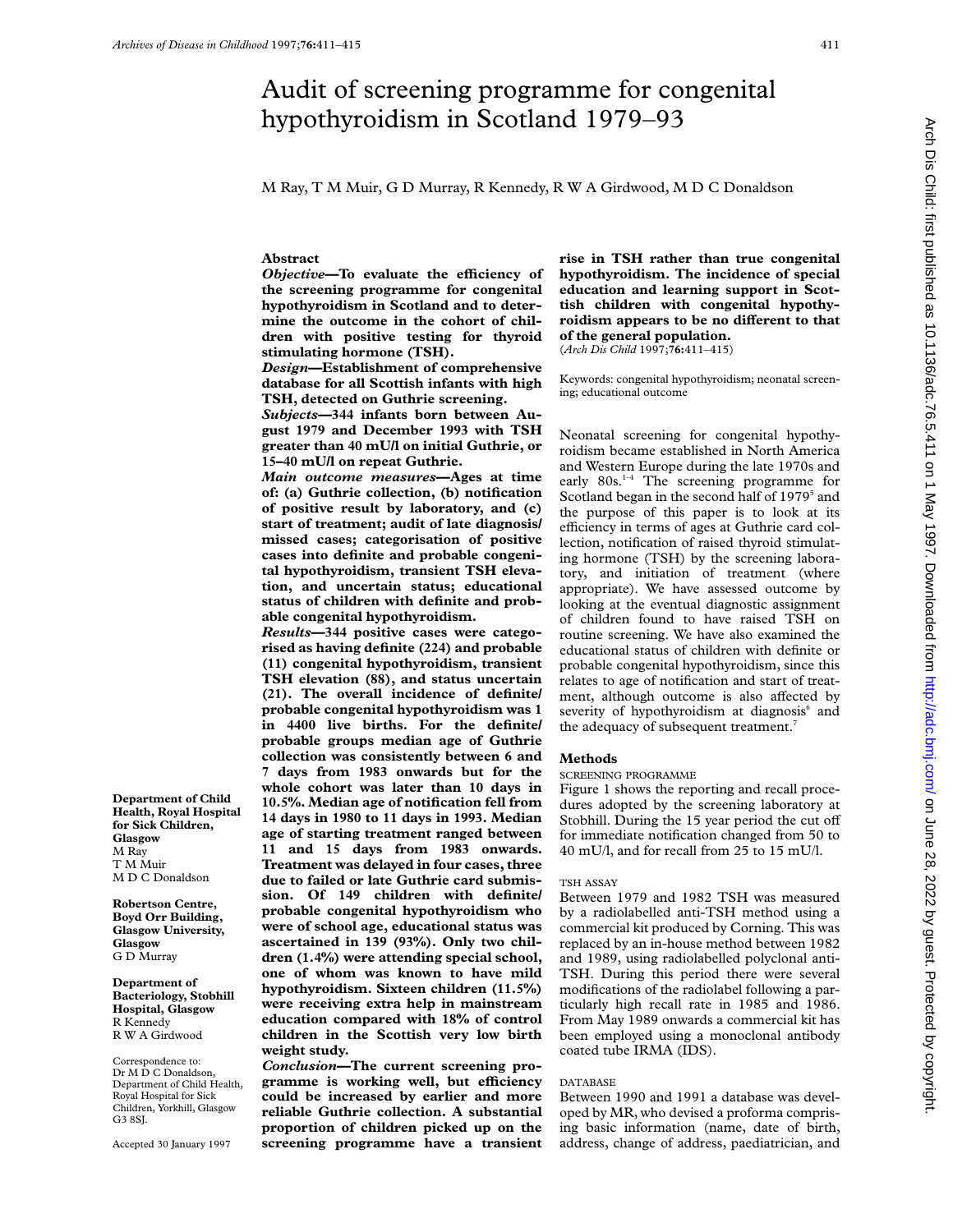# Audit of screening programme for congenital hypothyroidism in Scotland 1979–93

M Ray, T M Muir, G D Murray, R Kennedy, R W A Girdwood, M D C Donaldson

**Department of Child Health, Royal Hospital for Sick Children, Glasgow**
M Ray
T M Muir
M D C Donaldson

**Robertson Centre, Boyd Orr Building, Glasgow University, Glasgow**
G D Murray

**Department of Bacteriology, Stobhill Hospital, Glasgow**
R Kennedy
R W A Girdwood

Correspondence to: Dr M D C Donaldson, Department of Child Health, Royal Hospital for Sick Children, Yorkhill, Glasgow G3 8SJ.

Accepted 30 January 1997

## Abstract

***Objective*—To evaluate the efficiency of the screening programme for congenital hypothyroidism in Scotland and to determine the outcome in the cohort of children with positive testing for thyroid stimulating hormone (TSH).**

***Design*—Establishment of comprehensive database for all Scottish infants with high TSH, detected on Guthrie screening.**

***Subjects*—344 infants born between August 1979 and December 1993 with TSH greater than 40 mU/l on initial Guthrie, or 15–40 mU/l on repeat Guthrie.**

***Main outcome measures*—Ages at time of: (a) Guthrie collection, (b) notification of positive result by laboratory, and (c) start of treatment; audit of late diagnosis/missed cases; categorisation of positive cases into definite and probable congenital hypothyroidism, transient TSH elevation, and uncertain status; educational status of children with definite and probable congenital hypothyroidism.**

***Results*—344 positive cases were categorised as having definite (224) and probable (11) congenital hypothyroidism, transient TSH elevation (88), and status uncertain (21). The overall incidence of definite/probable congenital hypothyroidism was 1 in 4400 live births. For the definite/probable groups median age of Guthrie collection was consistently between 6 and 7 days from 1983 onwards but for the whole cohort was later than 10 days in 10.5%. Median age of notification fell from 14 days in 1980 to 11 days in 1993. Median age of starting treatment ranged between 11 and 15 days from 1983 onwards. Treatment was delayed in four cases, three due to failed or late Guthrie card submission. Of 149 children with definite/probable congenital hypothyroidism who were of school age, educational status was ascertained in 139 (93%). Only two children (1.4%) were attending special school, one of whom was known to have mild hypothyroidism. Sixteen children (11.5%) were receiving extra help in mainstream education compared with 18% of control children in the Scottish very low birth weight study.**

***Conclusion*—The current screening programme is working well, but efficiency could be increased by earlier and more reliable Guthrie collection. A substantial proportion of children picked up on the screening programme have a transient rise in TSH rather than true congenital hypothyroidism. The incidence of special education and learning support in Scottish children with congenital hypothyroidism appears to be no different to that of the general population.**

(*Arch Dis Child* 1997;**76**:411–415)

Keywords: congenital hypothyroidism; neonatal screening; educational outcome

Neonatal screening for congenital hypothyroidism became established in North America and Western Europe during the late 1970s and early 80s.[1–4] The screening programme for Scotland began in the second half of 1979[5] and the purpose of this paper is to look at its efficiency in terms of ages at Guthrie card collection, notification of raised thyroid stimulating hormone (TSH) by the screening laboratory, and initiation of treatment (where appropriate). We have assessed outcome by looking at the eventual diagnostic assignment of children found to have raised TSH on routine screening. We have also examined the educational status of children with definite or probable congenital hypothyroidism, since this relates to age of notification and start of treatment, although outcome is also affected by severity of hypothyroidism at diagnosis[6] and the adequacy of subsequent treatment.[7]

## Methods

### SCREENING PROGRAMME

Figure 1 shows the reporting and recall procedures adopted by the screening laboratory at Stobhill. During the 15 year period the cut off for immediate notification changed from 50 to 40 mU/l, and for recall from 25 to 15 mU/l.

### TSH ASSAY

Between 1979 and 1982 TSH was measured by a radiolabelled anti-TSH method using a commercial kit produced by Corning. This was replaced by an in-house method between 1982 and 1989, using radiolabelled polyclonal anti-TSH. During this period there were several modifications of the radiolabel following a particularly high recall rate in 1985 and 1986. From May 1989 onwards a commercial kit has been employed using a monoclonal antibody coated tube IRMA (IDS).

### DATABASE

Between 1990 and 1991 a database was developed by MR, who devised a proforma comprising basic information (name, date of birth, address, change of address, paediatrician, and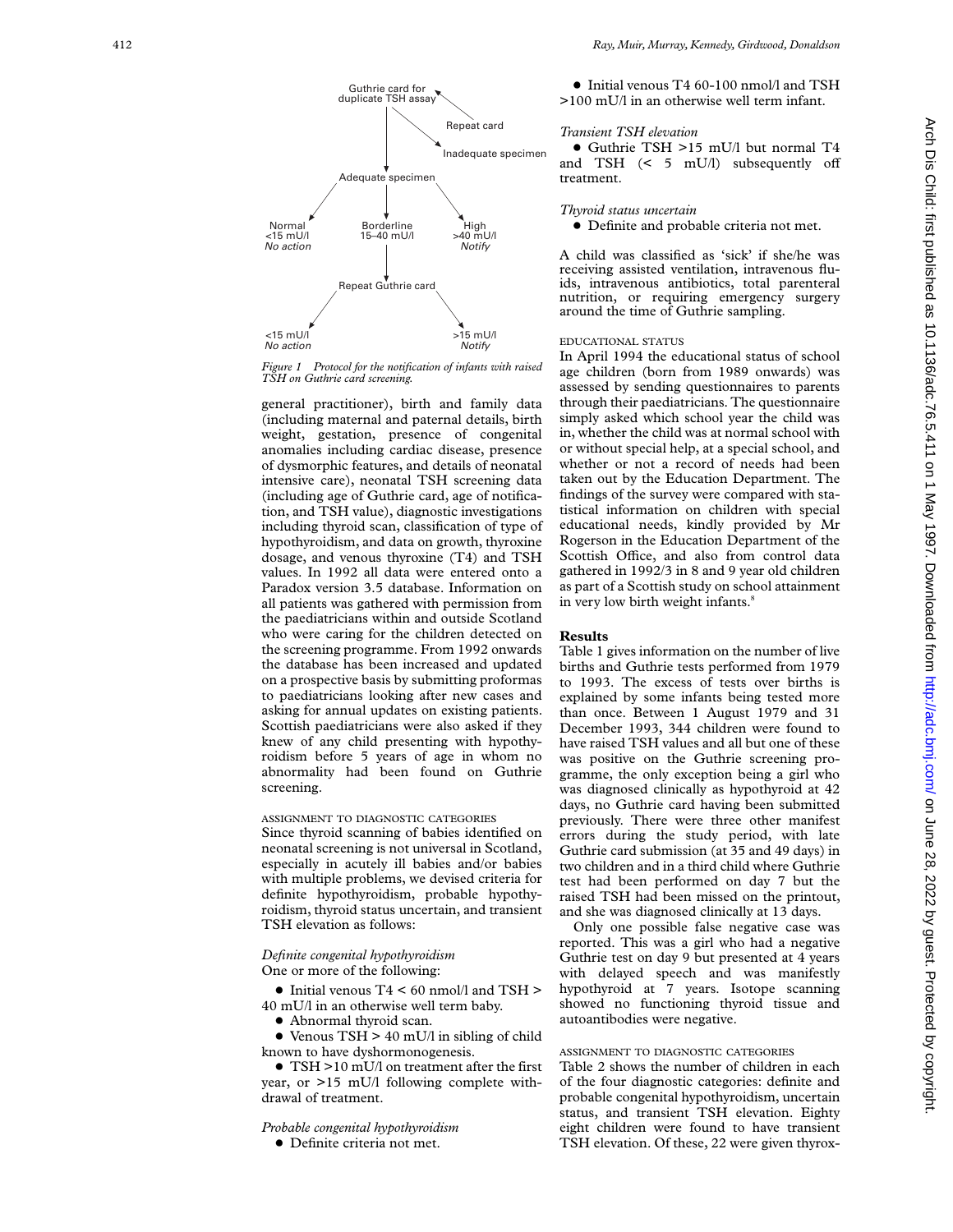Figure 1 Protocol for the notification of infants with raised TSH on Guthrie card screening.

general practitioner), birth and family data (including maternal and paternal details, birth weight, gestation, presence of congenital anomalies including cardiac disease, presence of dysmorphic features, and details of neonatal intensive care), neonatal TSH screening data (including age of Guthrie card, age of notification, and TSH value), diagnostic investigations including thyroid scan, classification of type of hypothyroidism, and data on growth, thyroxine dosage, and venous thyroxine (T4) and TSH values. In 1992 all data were entered onto a Paradox version 3.5 database. Information on all patients was gathered with permission from the paediatricians within and outside Scotland who were caring for the children detected on the screening programme. From 1992 onwards the database has been increased and updated on a prospective basis by submitting proformas to paediatricians looking after new cases and asking for annual updates on existing patients. Scottish paediatricians were also asked if they knew of any child presenting with hypothyroidism before 5 years of age in whom no abnormality had been found on Guthrie screening.

### ASSIGNMENT TO DIAGNOSTIC CATEGORIES

Since thyroid scanning of babies identified on neonatal screening is not universal in Scotland, especially in acutely ill babies and/or babies with multiple problems, we devised criteria for definite hypothyroidism, probable hypothyroidism, thyroid status uncertain, and transient TSH elevation as follows:

*Definite congenital hypothyroidism*

One or more of the following:

- Initial venous T4 < 60 nmol/l and TSH > 40 mU/l in an otherwise well term baby.
- Abnormal thyroid scan.
- Venous TSH > 40 mU/l in sibling of child known to have dyshormonogenesis.
- TSH >10 mU/l on treatment after the first year, or >15 mU/l following complete withdrawal of treatment.

*Probable congenital hypothyroidism*

- Definite criteria not met.
- Initial venous T4 60-100 nmol/l and TSH >100 mU/l in an otherwise well term infant.

*Transient TSH elevation*

- Guthrie TSH >15 mU/l but normal T4 and TSH (< 5 mU/l) subsequently off treatment.

*Thyroid status uncertain*

- Definite and probable criteria not met.

A child was classified as 'sick' if she/he was receiving assisted ventilation, intravenous fluids, intravenous antibiotics, total parenteral nutrition, or requiring emergency surgery around the time of Guthrie sampling.

### EDUCATIONAL STATUS

In April 1994 the educational status of school age children (born from 1989 onwards) was assessed by sending questionnaires to parents through their paediatricians. The questionnaire simply asked which school year the child was in, whether the child was at normal school with or without special help, at a special school, and whether or not a record of needs had been taken out by the Education Department. The findings of the survey were compared with statistical information on children with special educational needs, kindly provided by Mr Rogerson in the Education Department of the Scottish Office, and also from control data gathered in 1992/3 in 8 and 9 year old children as part of a Scottish study on school attainment in very low birth weight infants.[8]

## Results

Table 1 gives information on the number of live births and Guthrie tests performed from 1979 to 1993. The excess of tests over births is explained by some infants being tested more than once. Between 1 August 1979 and 31 December 1993, 344 children were found to have raised TSH values and all but one of these was positive on the Guthrie screening programme, the only exception being a girl who was diagnosed clinically as hypothyroid at 42 days, no Guthrie card having been submitted previously. There were three other manifest errors during the study period, with late Guthrie card submission (at 35 and 49 days) in two children and in a third child where Guthrie test had been performed on day 7 but the raised TSH had been missed on the printout, and she was diagnosed clinically at 13 days.

Only one possible false negative case was reported. This was a girl who had a negative Guthrie test on day 9 but presented at 4 years with delayed speech and was manifestly hypothyroid at 7 years. Isotope scanning showed no functioning thyroid tissue and autoantibodies were negative.

### ASSIGNMENT TO DIAGNOSTIC CATEGORIES

Table 2 shows the number of children in each of the four diagnostic categories: definite and probable congenital hypothyroidism, uncertain status, and transient TSH elevation. Eighty eight children were found to have transient TSH elevation. Of these, 22 were given thyrox-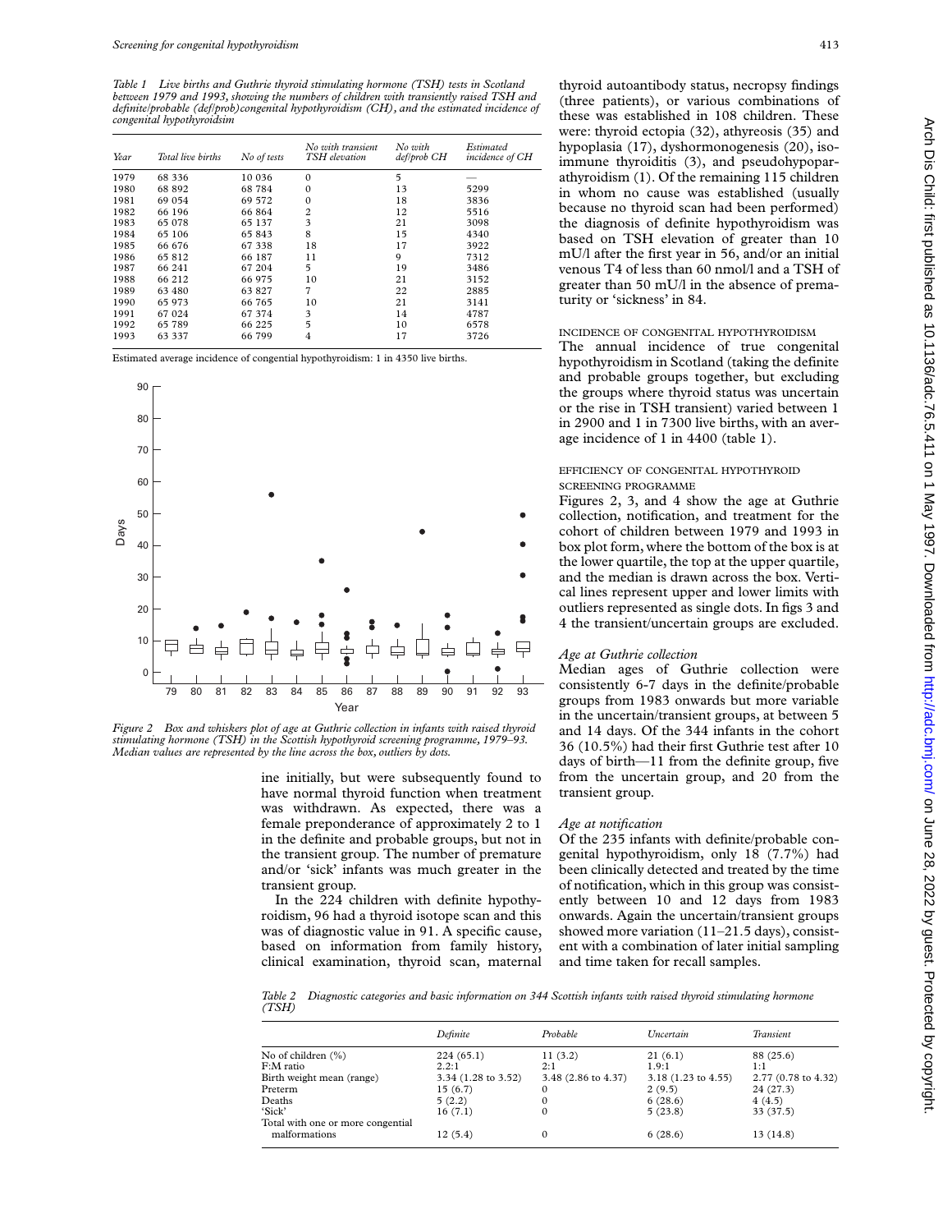*Table 1 Live births and Guthrie thyroid stimulating hormone (TSH) tests in Scotland between 1979 and 1993, showing the numbers of children with transiently raised TSH and definite/probable (def/prob)congenital hypothyroidism (CH), and the estimated incidence of congenital hypothyroidsim*

| Year | Total live births | No of tests | No with transient TSH elevation | No with def/prob CH | Estimated incidence of CH |
|---|---|---|---|---|---|
| 1979 | 68 336 | 10 036 | 0 | 5 | — |
| 1980 | 68 892 | 68 784 | 0 | 13 | 5299 |
| 1981 | 69 054 | 69 572 | 0 | 18 | 3836 |
| 1982 | 66 196 | 66 864 | 2 | 12 | 5516 |
| 1983 | 65 078 | 65 137 | 3 | 21 | 3098 |
| 1984 | 65 106 | 65 843 | 8 | 15 | 4340 |
| 1985 | 66 676 | 67 338 | 18 | 17 | 3922 |
| 1986 | 65 812 | 66 187 | 11 | 9 | 7312 |
| 1987 | 66 241 | 67 204 | 5 | 19 | 3486 |
| 1988 | 66 212 | 66 975 | 10 | 21 | 3152 |
| 1989 | 63 480 | 63 827 | 7 | 22 | 2885 |
| 1990 | 65 973 | 66 765 | 10 | 21 | 3141 |
| 1991 | 67 024 | 67 374 | 3 | 14 | 4787 |
| 1992 | 65 789 | 66 225 | 5 | 10 | 6578 |
| 1993 | 63 337 | 66 799 | 4 | 17 | 3726 |

Estimated average incidence of congential hypothyroidism: 1 in 4350 live births.

*Figure 2 Box and whiskers plot of age at Guthrie collection in infants with raised thyroid stimulating hormone (TSH) in the Scottish hypothyroid screening programme, 1979–93. Median values are represented by the line across the box, outliers by dots.*

ine initially, but were subsequently found to have normal thyroid function when treatment was withdrawn. As expected, there was a female preponderance of approximately 2 to 1 in the definite and probable groups, but not in the transient group. The number of premature and/or 'sick' infants was much greater in the transient group.

In the 224 children with definite hypothyroidism, 96 had a thyroid isotope scan and this was of diagnostic value in 91. A specific cause, based on information from family history, clinical examination, thyroid scan, maternal thyroid autoantibody status, necropsy findings (three patients), or various combinations of these was established in 108 children. These were: thyroid ectopia (32), athyreosis (35) and hypoplasia (17), dyshormonogenesis (20), isoimmune thyroiditis (3), and pseudohypoparathyroidism (1). Of the remaining 115 children in whom no cause was established (usually because no thyroid scan had been performed) the diagnosis of definite hypothyroidism was based on TSH elevation of greater than 10 mU/l after the first year in 56, and/or an initial venous T4 of less than 60 nmol/l and a TSH of greater than 50 mU/l in the absence of prematurity or 'sickness' in 84.

## INCIDENCE OF CONGENITAL HYPOTHYROIDISM

The annual incidence of true congenital hypothyroidism in Scotland (taking the definite and probable groups together, but excluding the groups where thyroid status was uncertain or the rise in TSH transient) varied between 1 in 2900 and 1 in 7300 live births, with an average incidence of 1 in 4400 (table 1).

## EFFICIENCY OF CONGENITAL HYPOTHYROID SCREENING PROGRAMME

Figures 2, 3, and 4 show the age at Guthrie collection, notification, and treatment for the cohort of children between 1979 and 1993 in box plot form, where the bottom of the box is at the lower quartile, the top at the upper quartile, and the median is drawn across the box. Vertical lines represent upper and lower limits with outliers represented as single dots. In figs 3 and 4 the transient/uncertain groups are excluded.

### *Age at Guthrie collection*

Median ages of Guthrie collection were consistently 6-7 days in the definite/probable groups from 1983 onwards but more variable in the uncertain/transient groups, at between 5 and 14 days. Of the 344 infants in the cohort 36 (10.5%) had their first Guthrie test after 10 days of birth—11 from the definite group, five from the uncertain group, and 20 from the transient group.

### *Age at notification*

Of the 235 infants with definite/probable congenital hypothyroidism, only 18 (7.7%) had been clinically detected and treated by the time of notification, which in this group was consistently between 10 and 12 days from 1983 onwards. Again the uncertain/transient groups showed more variation (11–21.5 days), consistent with a combination of later initial sampling and time taken for recall samples.

*Table 2 Diagnostic categories and basic information on 344 Scottish infants with raised thyroid stimulating hormone (TSH)*

| | Definite | Probable | Uncertain | Transient |
|---|---|---|---|---|
| No of children (%) | 224 (65.1) | 11 (3.2) | 21 (6.1) | 88 (25.6) |
| F:M ratio | 2.2:1 | 2:1 | 1.9:1 | 1:1 |
| Birth weight mean (range) | 3.34 (1.28 to 3.52) | 3.48 (2.86 to 4.37) | 3.18 (1.23 to 4.55) | 2.77 (0.78 to 4.32) |
| Preterm | 15 (6.7) | 0 | 2 (9.5) | 24 (27.3) |
| Deaths | 5 (2.2) | 0 | 6 (28.6) | 4 (4.5) |
| 'Sick' | 16 (7.1) | 0 | 5 (23.8) | 33 (37.5) |
| Total with one or more congential malformations | 12 (5.4) | 0 | 6 (28.6) | 13 (14.8) |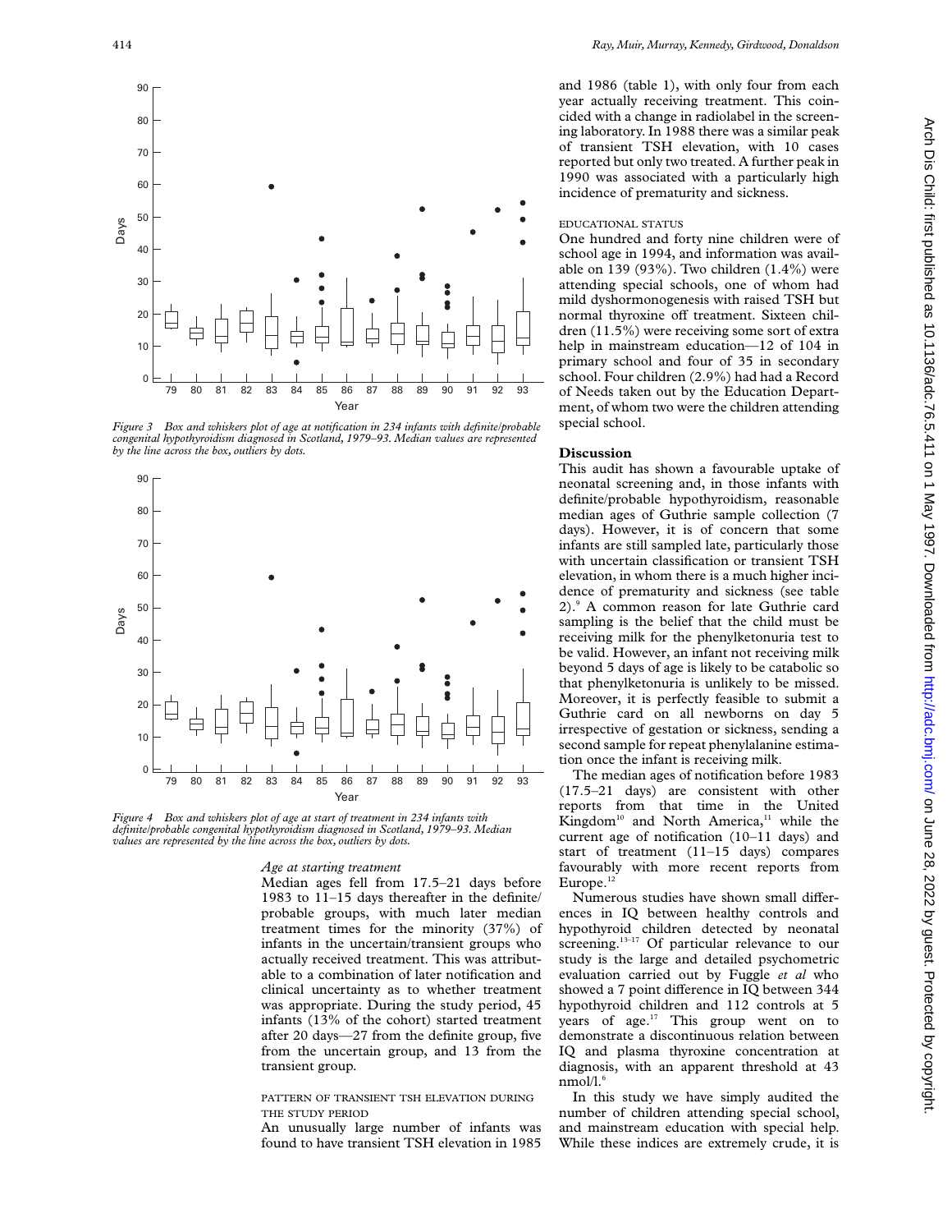Figure 3 Box and whiskers plot of age at notification in 234 infants with definite/probable congenital hypothyroidism diagnosed in Scotland, 1979–93. Median values are represented by the line across the box, outliers by dots.

Figure 4 Box and whiskers plot of age at start of treatment in 234 infants with definite/probable congenital hypothyroidism diagnosed in Scotland, 1979–93. Median values are represented by the line across the box, outliers by dots.

### *Age at starting treatment*

Median ages fell from 17.5–21 days before 1983 to 11–15 days thereafter in the definite/probable groups, with much later median treatment times for the minority (37%) of infants in the uncertain/transient groups who actually received treatment. This was attributable to a combination of later notification and clinical uncertainty as to whether treatment was appropriate. During the study period, 45 infants (13% of the cohort) started treatment after 20 days—27 from the definite group, five from the uncertain group, and 13 from the transient group.

### PATTERN OF TRANSIENT TSH ELEVATION DURING THE STUDY PERIOD

An unusually large number of infants was found to have transient TSH elevation in 1985 and 1986 (table 1), with only four from each year actually receiving treatment. This coincided with a change in radiolabel in the screening laboratory. In 1988 there was a similar peak of transient TSH elevation, with 10 cases reported but only two treated. A further peak in 1990 was associated with a particularly high incidence of prematurity and sickness.

### EDUCATIONAL STATUS

One hundred and forty nine children were of school age in 1994, and information was available on 139 (93%). Two children (1.4%) were attending special schools, one of whom had mild dyshormonogenesis with raised TSH but normal thyroxine off treatment. Sixteen children (11.5%) were receiving some sort of extra help in mainstream education—12 of 104 in primary school and four of 35 in secondary school. Four children (2.9%) had had a Record of Needs taken out by the Education Department, of whom two were the children attending special school.

## Discussion

This audit has shown a favourable uptake of neonatal screening and, in those infants with definite/probable hypothyroidism, reasonable median ages of Guthrie sample collection (7 days). However, it is of concern that some infants are still sampled late, particularly those with uncertain classification or transient TSH elevation, in whom there is a much higher incidence of prematurity and sickness (see table 2).[9] A common reason for late Guthrie card sampling is the belief that the child must be receiving milk for the phenylketonuria test to be valid. However, an infant not receiving milk beyond 5 days of age is likely to be catabolic so that phenylketonuria is unlikely to be missed. Moreover, it is perfectly feasible to submit a Guthrie card on all newborns on day 5 irrespective of gestation or sickness, sending a second sample for repeat phenylalanine estimation once the infant is receiving milk.

The median ages of notification before 1983 (17.5–21 days) are consistent with other reports from that time in the United Kingdom[10] and North America,[11] while the current age of notification (10–11 days) and start of treatment (11–15 days) compares favourably with more recent reports from Europe.[12]

Numerous studies have shown small differences in IQ between healthy controls and hypothyroid children detected by neonatal screening.[13–17] Of particular relevance to our study is the large and detailed psychometric evaluation carried out by Fuggle *et al* who showed a 7 point difference in IQ between 344 hypothyroid children and 112 controls at 5 years of age.[17] This group went on to demonstrate a discontinuous relation between IQ and plasma thyroxine concentration at diagnosis, with an apparent threshold at 43 nmol/l.[6]

In this study we have simply audited the number of children attending special school, and mainstream education with special help. While these indices are extremely crude, it is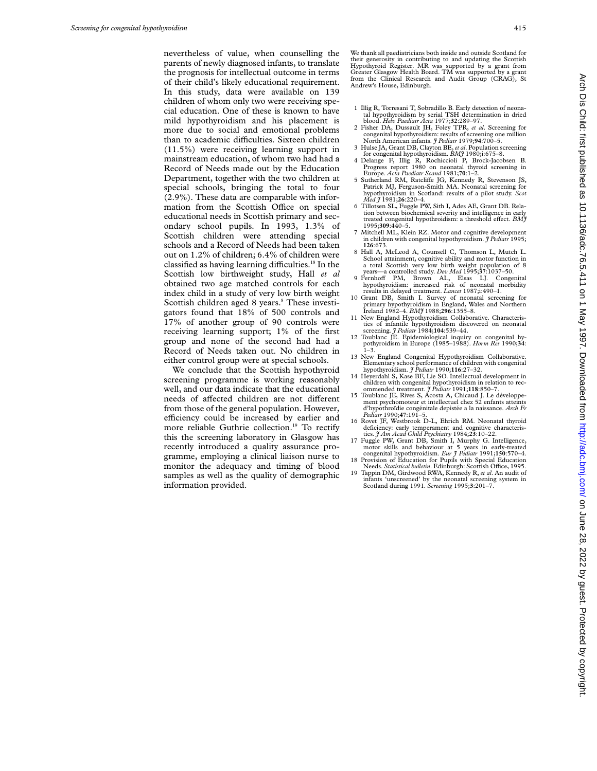nevertheless of value, when counselling the parents of newly diagnosed infants, to translate the prognosis for intellectual outcome in terms of their child's likely educational requirement. In this study, data were available on 139 children of whom only two were receiving special education. One of these is known to have mild hypothyroidism and his placement is more due to social and emotional problems than to academic difficulties. Sixteen children (11.5%) were receiving learning support in mainstream education, of whom two had had a Record of Needs made out by the Education Department, together with the two children at special schools, bringing the total to four (2.9%). These data are comparable with information from the Scottish Office on special educational needs in Scottish primary and secondary school pupils. In 1993, 1.3% of Scottish children were attending special schools and a Record of Needs had been taken out on 1.2% of children; 6.4% of children were classified as having learning difficulties.[18] In the Scottish low birthweight study, Hall *et al* obtained two age matched controls for each index child in a study of very low birth weight Scottish children aged 8 years.[8] These investigators found that 18% of 500 controls and 17% of another group of 90 controls were receiving learning support; 1% of the first group and none of the second had had a Record of Needs taken out. No children in either control group were at special schools.

We conclude that the Scottish hypothyroid screening programme is working reasonably well, and our data indicate that the educational needs of affected children are not different from those of the general population. However, efficiency could be increased by earlier and more reliable Guthrie collection.[19] To rectify this the screening laboratory in Glasgow has recently introduced a quality assurance programme, employing a clinical liaison nurse to monitor the adequacy and timing of blood samples as well as the quality of demographic information provided.

We thank all paediatricians both inside and outside Scotland for their generosity in contributing to and updating the Scottish Hypothyroid Register. MR was supported by a grant from Greater Glasgow Health Board. TM was supported by a grant from the Clinical Research and Audit Group (CRAG), St Andrew's House, Edinburgh.

1. Illig R, Torresani T, Sobradillo B. Early detection of neonatal hypothyroidism by serial TSH determination in dried blood. *Helv Paediatr Acta* 1977;**32**:289–97.
2. Fisher DA, Dussault JH, Foley TPR, *et al*. Screening for congenital hypothyroidism: results of screening one million North American infants. *J Pediatr* 1979;**94**:700–5.
3. Hulse JA, Grant DB, Clayton BE, *et al*. Population screening for congenital hypothyroidism. *BMJ* 1980;i:675–8.
4. Delange F, Illig R, Rochiccioli P, Brock-Jacobsen B. Progress report 1980 on neonatal thyroid screening in Europe. *Acta Paediatr Scand* 1981;**70**:1–2.
5. Sutherland RM, Ratcliffe JG, Kennedy R, Stevenson JS, Patrick MJ, Ferguson-Smith MA. Neonatal screening for hypothyroidism in Scotland: results of a pilot study. *Scot Med J* 1981;**26**:220–4.
6. Tillotsen SL, Fuggle PW, Sith I, Ades AE, Grant DB. Relation between biochemical severity and intelligence in early treated congenital hypothroidism: a threshold effect. *BMJ* 1995;**309**:440–5.
7. Mitchell ML, Klein RZ. Motor and cognitive development in children with congenital hypothyroidism. *J Pediatr* 1995; **126**:673.
8. Hall A, McLeod A, Counsell C, Thomson L, Mutch L. School attainment, cognitive ability and motor function in a total Scottish very low birth weight population of 8 years—a controlled study. *Dev Med* 1995;**37**:1037–50.
9. Fernhoff PM, Brown AL, Elsas LJ. Congenital hypothyroidism: increased risk of neonatal morbidity results in delayed treatment. *Lancet* 1987;i:490–1.
10. Grant DB, Smith I. Survey of neonatal screening for primary hypothyroidism in England, Wales and Northern Ireland 1982–4. *BMJ* 1988;**296**:1355–8.
11. New England Hypothyroidism Collaborative. Characteristics of infantile hypothyroidism discovered on neonatal screening. *J Pediatr* 1984;**104**:539–44.
12. Toublanc JE. Epidemiological inquiry on congenital hypothyroidism in Europe (1985–1988). *Horm Res* 1990;**34**: 1–3.
13. New England Congenital Hypothyroidism Collaborative. Elementary school performance of children with congenital hypothyroidism. *J Pediatr* 1990;**116**:27–32.
14. Heyerdahl S, Kase BF, Lie SO. Intellectual development in children with congenital hypothyroidism in relation to recommended treatment. *J Pediatr* 1991;**118**:850–7.
15. Toublanc JE, Rives S, Acosta A, Chicaud J. Le développement psychomoteur et intellectuel chez 52 enfants atteints d'hypothroïdie congénitale depistée a la naissance. *Arch Fr Pediatr* 1990;**47**:191–5.
16. Rovet JF, Westbrook D-L, Ehrich RM. Neonatal thyroid deficiency: early temperament and cognitive characteristics. *J Am Acad Child Psychiatry* 1984;**23**:10–22.
17. Fuggle PW, Grant DB, Smith I, Murphy G. Intelligence, motor skills and behaviour at 5 years in early-treated congenital hypothyroidism. *Eur J Pediatr* 1991;**150**:570–4.
18. Provision of Education for Pupils with Special Education Needs. *Statistical bulletin*. Edinburgh: Scottish Office, 1995.
19. Tappin DM, Girdwood RWA, Kennedy R, *et al*. An audit of infants 'unscreened' by the neonatal screening system in Scotland during 1991. *Screening* 1995;**3**:201–7.